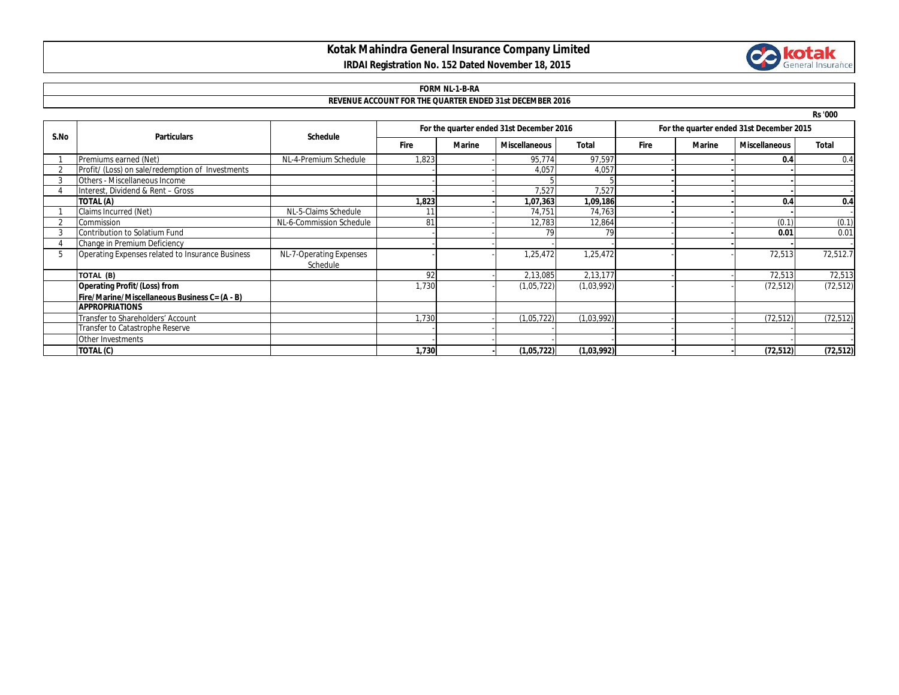# Kotak Mahindra General Insurance Company Limited

**IRDAI Registration No. 152 Dated November 18, 2015**

**FORM NL-1-B-RA**

**REVENUE ACCOUNT FOR THE QUARTER ENDED 31st DECEMBER 2016**

Rs '000

| S.No | Particulars | Schedule | For the quarter ended 31st December 2016 | | | | For the quarter ended 31st December 2015 | | | |
|---|---|---|---|---|---|---|---|---|---|---|
| | | | Fire | Marine | Miscellaneous | Total | Fire | Marine | Miscellaneous | Total |
| 1 | Premiums earned (Net) | NL-4-Premium Schedule | 1,823 | - | 95,774 | 97,597 | - | - | **0.4** | 0.4 |
| 2 | Profit/ (Loss) on sale/redemption of Investments | | - | - | 4,057 | 4,057 | - | - | - | - |
| 3 | Others - Miscellaneous Income | | - | - | 5 | 5 | - | - | - | - |
| 4 | Interest, Dividend & Rent – Gross | | - | - | 7,527 | 7,527 | - | - | - | - |
| | **TOTAL (A)** | | **1,823** | **-** | **1,07,363** | **1,09,186** | **-** | **-** | **0.4** | **0.4** |
| 1 | Claims Incurred (Net) | NL-5-Claims Schedule | 11 | - | 74,751 | 74,763 | - | - | - | - |
| 2 | Commission | NL-6-Commission Schedule | 81 | - | 12,783 | 12,864 | - | - | (0.1) | (0.1) |
| 3 | Contribution to Solatium Fund | | - | - | 79 | 79 | - | - | **0.01** | 0.01 |
| 4 | Change in Premium Deficiency | | - | - | - | - | - | - | - | - |
| 5 | Operating Expenses related to Insurance Business | NL-7-Operating Expenses Schedule | - | - | 1,25,472 | 1,25,472 | - | - | 72,513 | 72,512.7 |
| | **TOTAL (B)** | | 92 | - | 2,13,085 | 2,13,177 | - | - | 72,513 | 72,513 |
| | **Operating Profit/(Loss) from Fire/Marine/Miscellaneous Business C= (A - B)** | | 1,730 | - | (1,05,722) | (1,03,992) | - | - | (72,512) | (72,512) |
| | **APPROPRIATIONS** | | | | | | | | | |
| | Transfer to Shareholders' Account | | 1,730 | - | (1,05,722) | (1,03,992) | - | - | (72,512) | (72,512) |
| | Transfer to Catastrophe Reserve | | - | - | - | - | - | - | - | - |
| | Other Investments | | - | - | - | - | - | - | - | - |
| | **TOTAL (C)** | | **1,730** | **-** | **(1,05,722)** | **(1,03,992)** | **-** | **-** | **(72,512)** | **(72,512)** |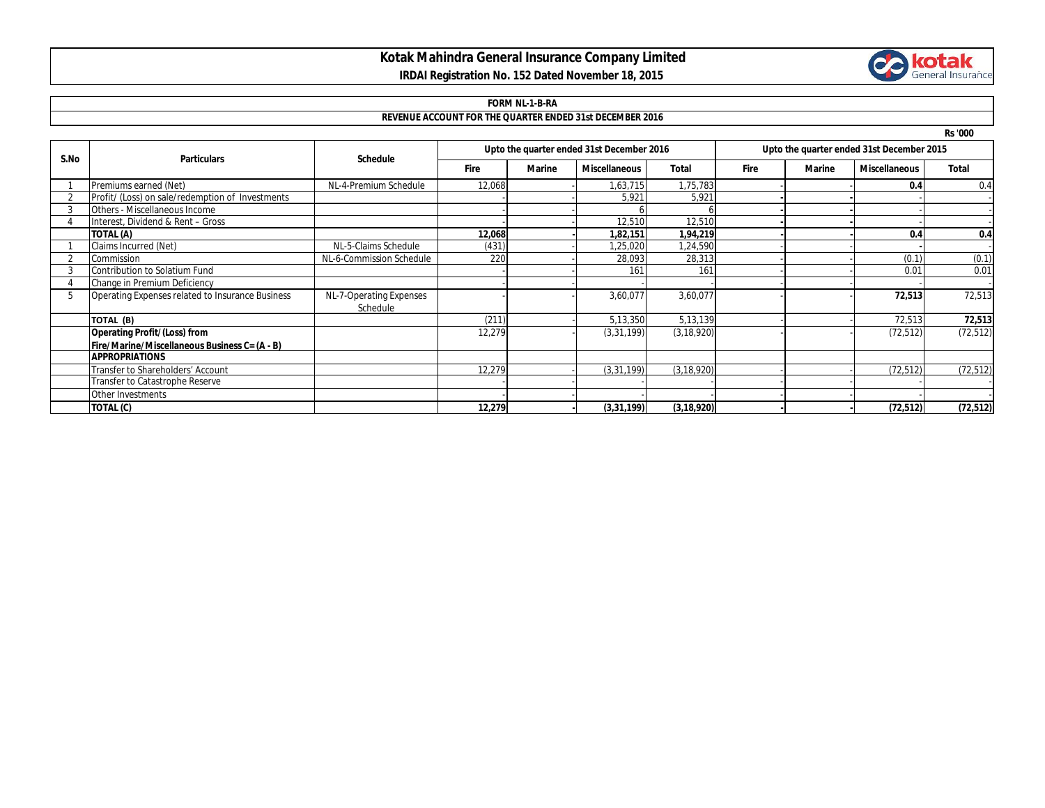# Kotak Mahindra General Insurance Company Limited

**IRDAI Registration No. 152 Dated November 18, 2015**

**FORM NL-1-B-RA**

**REVENUE ACCOUNT FOR THE QUARTER ENDED 31st DECEMBER 2016**

Rs '000

| S.No | Particulars | Schedule | Upto the quarter ended 31st December 2016 | | | | Upto the quarter ended 31st December 2015 | | | |
|---|---|---|---|---|---|---|---|---|---|---|
| | | | Fire | Marine | Miscellaneous | Total | Fire | Marine | Miscellaneous | Total |
| 1 | Premiums earned (Net) | NL-4-Premium Schedule | 12,068 | - | 1,63,715 | 1,75,783 | - | - | **0.4** | 0.4 |
| 2 | Profit/ (Loss) on sale/redemption of Investments | | - | - | 5,921 | 5,921 | **-** | **-** | - | - |
| 3 | Others - Miscellaneous Income | | - | - | 6 | 6 | **-** | **-** | - | - |
| 4 | Interest, Dividend & Rent – Gross | | - | - | 12,510 | 12,510 | **-** | **-** | - | - |
| | **TOTAL (A)** | | **12,068** | **-** | **1,82,151** | **1,94,219** | **-** | **-** | **0.4** | **0.4** |
| 1 | Claims Incurred (Net) | NL-5-Claims Schedule | (431) | - | 1,25,020 | 1,24,590 | - | - | **-** | - |
| 2 | Commission | NL-6-Commission Schedule | 220 | - | 28,093 | 28,313 | - | - | (0.1) | (0.1) |
| 3 | Contribution to Solatium Fund | | - | - | 161 | 161 | - | - | 0.01 | 0.01 |
| 4 | Change in Premium Deficiency | | - | - | - | - | - | - | - | - |
| 5 | Operating Expenses related to Insurance Business | NL-7-Operating Expenses Schedule | - | - | 3,60,077 | 3,60,077 | - | - | **72,513** | 72,513 |
| | **TOTAL (B)** | | (211) | - | 5,13,350 | 5,13,139 | - | - | 72,513 | **72,513** |
| | **Operating Profit/(Loss) from Fire/Marine/Miscellaneous Business C= (A - B)** | | 12,279 | - | (3,31,199) | (3,18,920) | - | - | (72,512) | (72,512) |
| | **APPROPRIATIONS** | | | | | | | | | |
| | Transfer to Shareholders' Account | | 12,279 | - | (3,31,199) | (3,18,920) | - | - | (72,512) | (72,512) |
| | Transfer to Catastrophe Reserve | | - | - | - | - | - | - | - | - |
| | Other Investments | | - | - | - | - | - | - | - | - |
| | **TOTAL (C)** | | **12,279** | **-** | **(3,31,199)** | **(3,18,920)** | **-** | **-** | **(72,512)** | **(72,512)** |